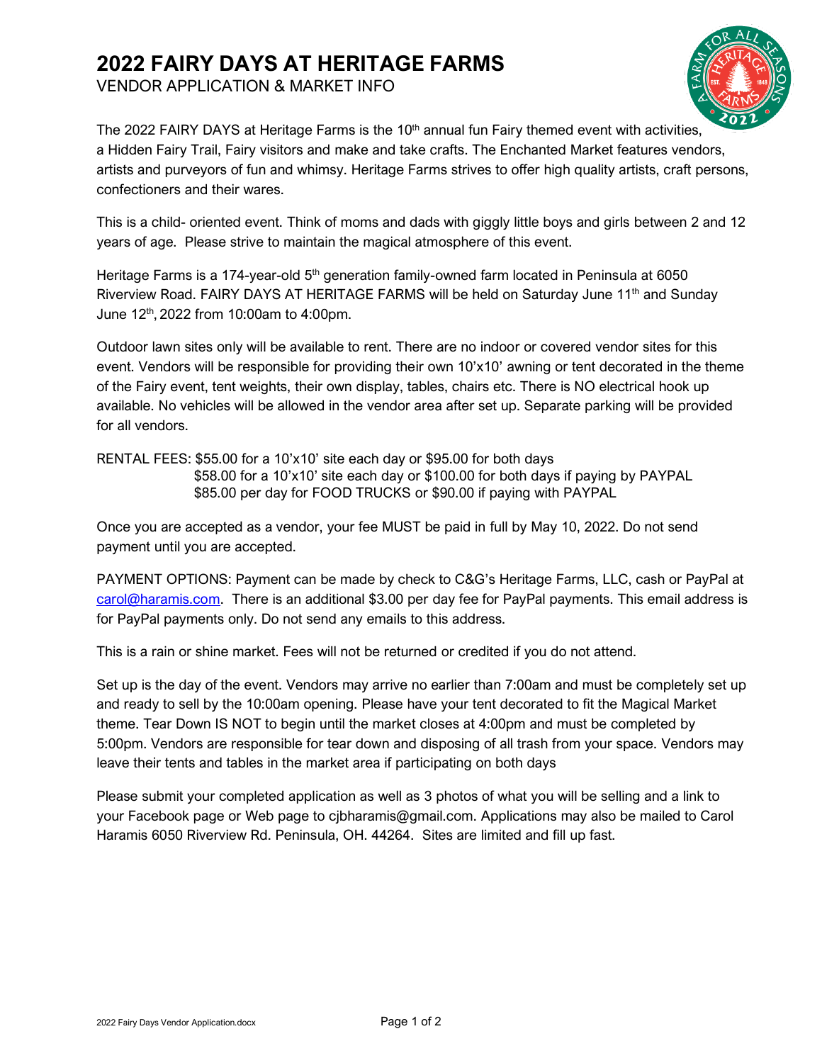# 2022 FAIRY DAYS AT HERITAGE FARMS

VENDOR APPLICATION & MARKET INFO

The 2022 FAIRY DAYS at Heritage Farms is the 10th annual fun Fairy themed event with activities, a Hidden Fairy Trail, Fairy visitors and make and take crafts. The Enchanted Market features vendors, artists and purveyors of fun and whimsy. Heritage Farms strives to offer high quality artists, craft persons, confectioners and their wares.

This is a child- oriented event. Think of moms and dads with giggly little boys and girls between 2 and 12 years of age. Please strive to maintain the magical atmosphere of this event.

Heritage Farms is a 174-year-old 5th generation family-owned farm located in Peninsula at 6050 Riverview Road. FAIRY DAYS AT HERITAGE FARMS will be held on Saturday June 11th and Sunday June 12th, 2022 from 10:00am to 4:00pm.

Outdoor lawn sites only will be available to rent. There are no indoor or covered vendor sites for this event. Vendors will be responsible for providing their own 10'x10' awning or tent decorated in the theme of the Fairy event, tent weights, their own display, tables, chairs etc. There is NO electrical hook up available. No vehicles will be allowed in the vendor area after set up. Separate parking will be provided for all vendors.

RENTAL FEES: $55.00 for a 10'x10' site each day or $95.00 for both days
$58.00 for a 10'x10' site each day or $100.00 for both days if paying by PAYPAL
$85.00 per day for FOOD TRUCKS or $90.00 if paying with PAYPAL

Once you are accepted as a vendor, your fee MUST be paid in full by May 10, 2022. Do not send payment until you are accepted.

PAYMENT OPTIONS: Payment can be made by check to C&G's Heritage Farms, LLC, cash or PayPal at carol@haramis.com. There is an additional $3.00 per day fee for PayPal payments. This email address is for PayPal payments only. Do not send any emails to this address.

This is a rain or shine market. Fees will not be returned or credited if you do not attend.

Set up is the day of the event. Vendors may arrive no earlier than 7:00am and must be completely set up and ready to sell by the 10:00am opening. Please have your tent decorated to fit the Magical Market theme. Tear Down IS NOT to begin until the market closes at 4:00pm and must be completed by 5:00pm. Vendors are responsible for tear down and disposing of all trash from your space. Vendors may leave their tents and tables in the market area if participating on both days

Please submit your completed application as well as 3 photos of what you will be selling and a link to your Facebook page or Web page to cjbharamis@gmail.com. Applications may also be mailed to Carol Haramis 6050 Riverview Rd. Peninsula, OH. 44264. Sites are limited and fill up fast.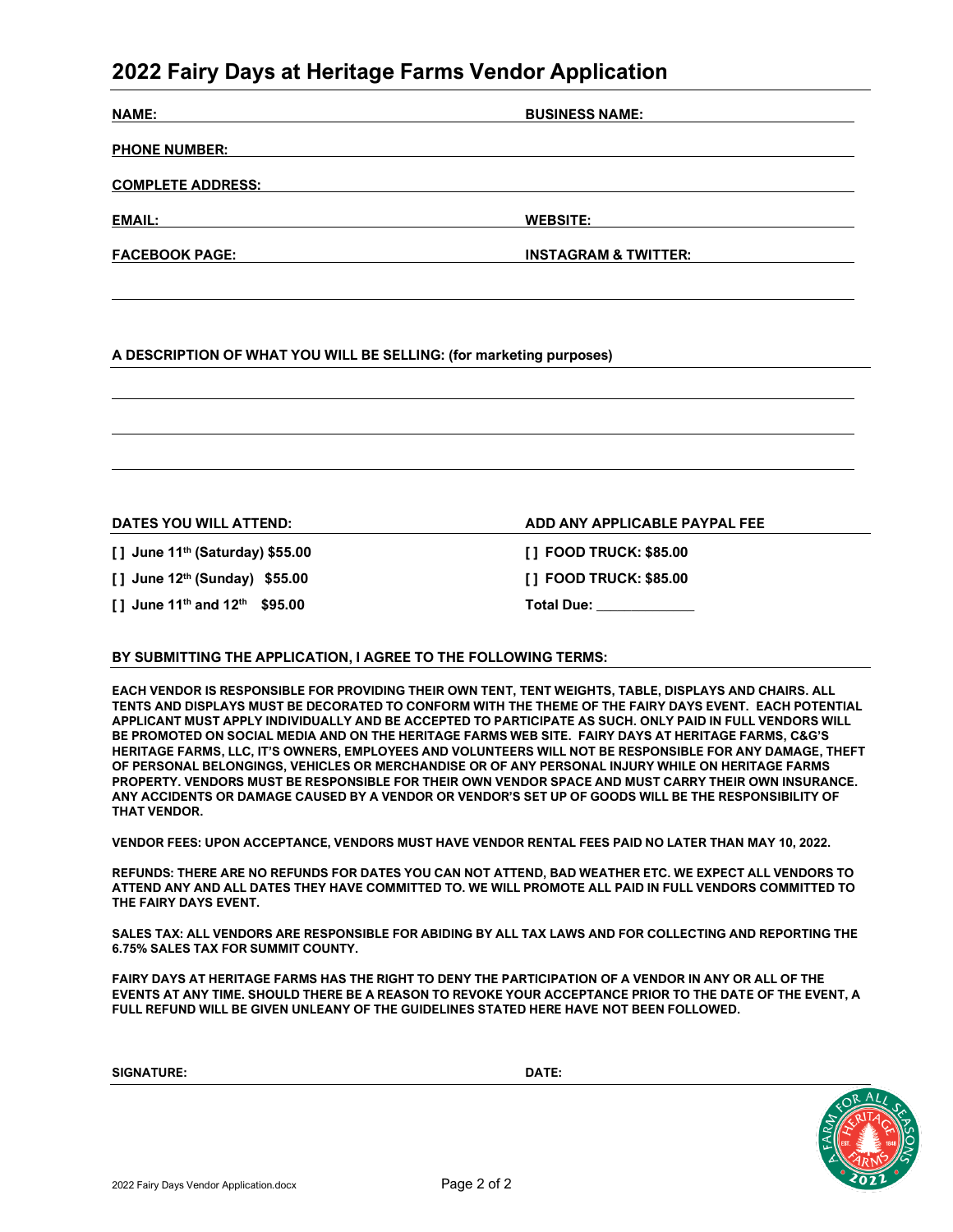# 2022 Fairy Days at Heritage Farms Vendor Application

**NAME:** 

**BUSINESS NAME:** 

**PHONE NUMBER:** 

**COMPLETE ADDRESS:** 

**EMAIL:** 

**WEBSITE:** 

**FACEBOOK PAGE:** 

**INSTAGRAM & TWITTER:** 

**A DESCRIPTION OF WHAT YOU WILL BE SELLING: (for marketing purposes)**

**DATES YOU WILL ATTEND:**

**[ ] June 11th (Saturday) $55.00**

**[ ] June 12th (Sunday) $55.00**

**[ ] June 11th and 12th $95.00**

**ADD ANY APPLICABLE PAYPAL FEE**

**[ ] FOOD TRUCK: $85.00**

**[ ] FOOD TRUCK: $85.00**

**Total Due: _____________**

**BY SUBMITTING THE APPLICATION, I AGREE TO THE FOLLOWING TERMS:**

**EACH VENDOR IS RESPONSIBLE FOR PROVIDING THEIR OWN TENT, TENT WEIGHTS, TABLE, DISPLAYS AND CHAIRS. ALL TENTS AND DISPLAYS MUST BE DECORATED TO CONFORM WITH THE THEME OF THE FAIRY DAYS EVENT. EACH POTENTIAL APPLICANT MUST APPLY INDIVIDUALLY AND BE ACCEPTED TO PARTICIPATE AS SUCH. ONLY PAID IN FULL VENDORS WILL BE PROMOTED ON SOCIAL MEDIA AND ON THE HERITAGE FARMS WEB SITE. FAIRY DAYS AT HERITAGE FARMS, C&G'S HERITAGE FARMS, LLC, IT'S OWNERS, EMPLOYEES AND VOLUNTEERS WILL NOT BE RESPONSIBLE FOR ANY DAMAGE, THEFT OF PERSONAL BELONGINGS, VEHICLES OR MERCHANDISE OR OF ANY PERSONAL INJURY WHILE ON HERITAGE FARMS PROPERTY. VENDORS MUST BE RESPONSIBLE FOR THEIR OWN VENDOR SPACE AND MUST CARRY THEIR OWN INSURANCE. ANY ACCIDENTS OR DAMAGE CAUSED BY A VENDOR OR VENDOR'S SET UP OF GOODS WILL BE THE RESPONSIBILITY OF THAT VENDOR.**

**VENDOR FEES: UPON ACCEPTANCE, VENDORS MUST HAVE VENDOR RENTAL FEES PAID NO LATER THAN MAY 10, 2022.**

**REFUNDS: THERE ARE NO REFUNDS FOR DATES YOU CAN NOT ATTEND, BAD WEATHER ETC. WE EXPECT ALL VENDORS TO ATTEND ANY AND ALL DATES THEY HAVE COMMITTED TO. WE WILL PROMOTE ALL PAID IN FULL VENDORS COMMITTED TO THE FAIRY DAYS EVENT.**

**SALES TAX: ALL VENDORS ARE RESPONSIBLE FOR ABIDING BY ALL TAX LAWS AND FOR COLLECTING AND REPORTING THE 6.75% SALES TAX FOR SUMMIT COUNTY.**

**FAIRY DAYS AT HERITAGE FARMS HAS THE RIGHT TO DENY THE PARTICIPATION OF A VENDOR IN ANY OR ALL OF THE EVENTS AT ANY TIME. SHOULD THERE BE A REASON TO REVOKE YOUR ACCEPTANCE PRIOR TO THE DATE OF THE EVENT, A FULL REFUND WILL BE GIVEN UNLEANY OF THE GUIDELINES STATED HERE HAVE NOT BEEN FOLLOWED.**

**SIGNATURE:** 

**DATE:** 

2022 Fairy Days Vendor Application.docx